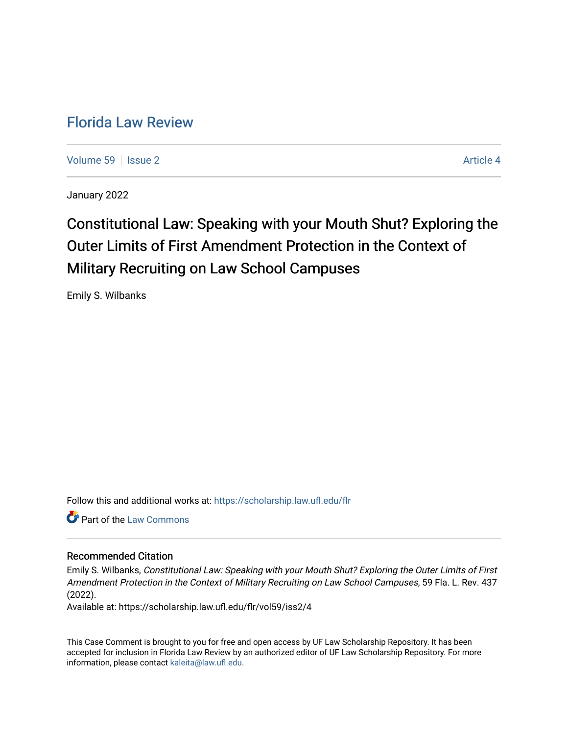# Florida Law Review

Volume 59 | Issue 2 Article 4

January 2022

# Constitutional Law: Speaking with your Mouth Shut? Exploring the Outer Limits of First Amendment Protection in the Context of Military Recruiting on Law School Campuses

Emily S. Wilbanks

Follow this and additional works at: https://scholarship.law.ufl.edu/flr

Part of the Law Commons

### Recommended Citation

Emily S. Wilbanks, *Constitutional Law: Speaking with your Mouth Shut? Exploring the Outer Limits of First Amendment Protection in the Context of Military Recruiting on Law School Campuses*, 59 Fla. L. Rev. 437 (2022).

Available at: https://scholarship.law.ufl.edu/flr/vol59/iss2/4

This Case Comment is brought to you for free and open access by UF Law Scholarship Repository. It has been accepted for inclusion in Florida Law Review by an authorized editor of UF Law Scholarship Repository. For more information, please contact kaleita@law.ufl.edu.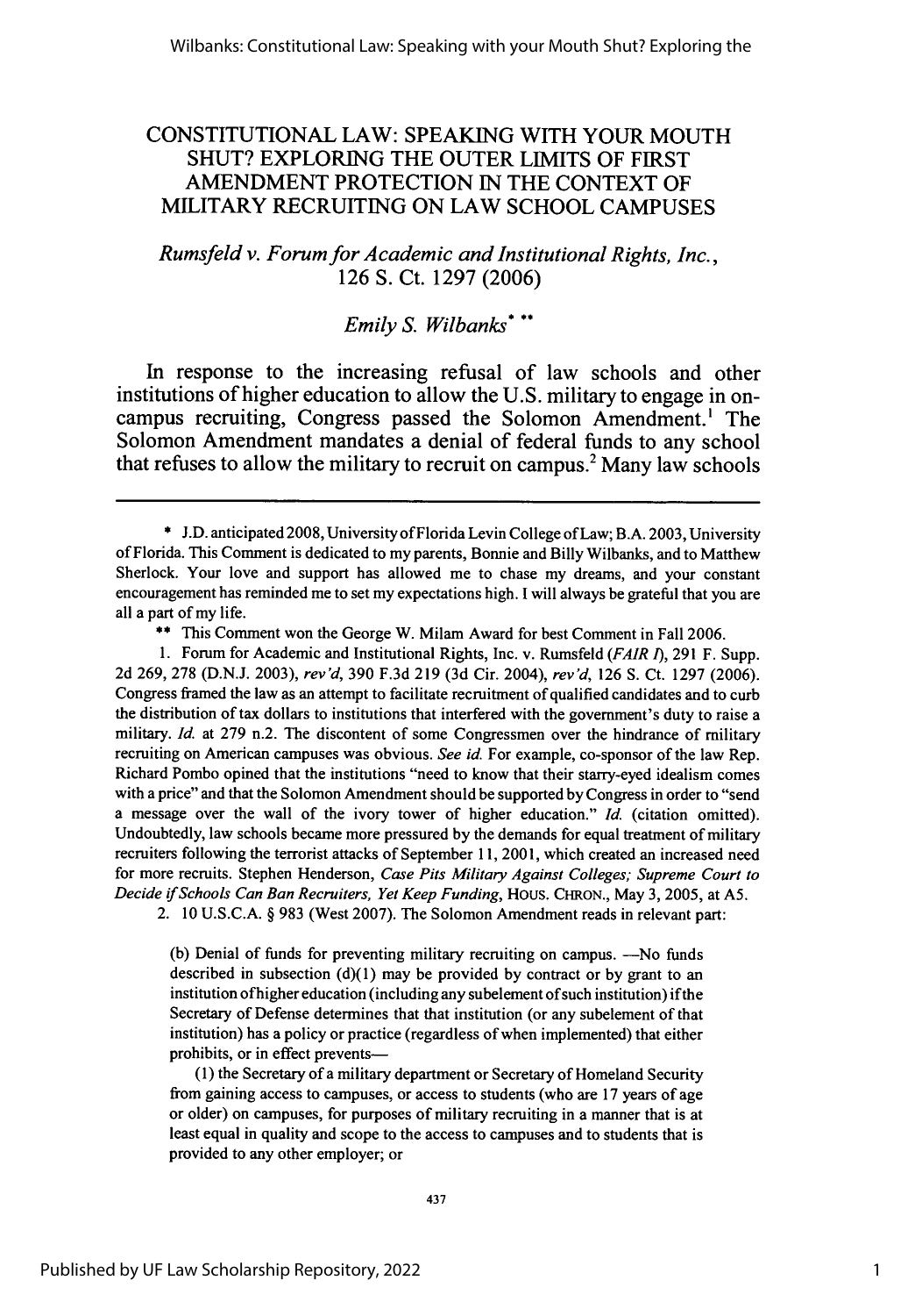# CONSTITUTIONAL LAW: SPEAKING WITH YOUR MOUTH SHUT? EXPLORING THE OUTER LIMITS OF FIRST AMENDMENT PROTECTION IN THE CONTEXT OF MILITARY RECRUITING ON LAW SCHOOL CAMPUSES

*Rumsfeld v. Forum for Academic and Institutional Rights, Inc.*, 126 S. Ct. 1297 (2006)

*Emily S. Wilbanks*[\*] [\*\*]

In response to the increasing refusal of law schools and other institutions of higher education to allow the U.S. military to engage in on-campus recruiting, Congress passed the Solomon Amendment.[1] The Solomon Amendment mandates a denial of federal funds to any school that refuses to allow the military to recruit on campus.[2] Many law schools

---

\* J.D. anticipated 2008, University of Florida Levin College of Law; B.A. 2003, University of Florida. This Comment is dedicated to my parents, Bonnie and Billy Wilbanks, and to Matthew Sherlock. Your love and support has allowed me to chase my dreams, and your constant encouragement has reminded me to set my expectations high. I will always be grateful that you are all a part of my life.

\*\* This Comment won the George W. Milam Award for best Comment in Fall 2006.

1. Forum for Academic and Institutional Rights, Inc. v. Rumsfeld (*FAIR I*), 291 F. Supp. 2d 269, 278 (D.N.J. 2003), *rev'd*, 390 F.3d 219 (3d Cir. 2004), *rev'd*, 126 S. Ct. 1297 (2006). Congress framed the law as an attempt to facilitate recruitment of qualified candidates and to curb the distribution of tax dollars to institutions that interfered with the government's duty to raise a military. *Id.* at 279 n.2. The discontent of some Congressmen over the hindrance of military recruiting on American campuses was obvious. *See id.* For example, co-sponsor of the law Rep. Richard Pombo opined that the institutions "need to know that their starry-eyed idealism comes with a price" and that the Solomon Amendment should be supported by Congress in order to "send a message over the wall of the ivory tower of higher education." *Id.* (citation omitted). Undoubtedly, law schools became more pressured by the demands for equal treatment of military recruiters following the terrorist attacks of September 11, 2001, which created an increased need for more recruits. Stephen Henderson, *Case Pits Military Against Colleges; Supreme Court to Decide if Schools Can Ban Recruiters, Yet Keep Funding*, HOUS. CHRON., May 3, 2005, at A5.

2. 10 U.S.C.A. § 983 (West 2007). The Solomon Amendment reads in relevant part:

> (b) Denial of funds for preventing military recruiting on campus. —No funds described in subsection (d)(1) may be provided by contract or by grant to an institution of higher education (including any subelement of such institution) if the Secretary of Defense determines that that institution (or any subelement of that institution) has a policy or practice (regardless of when implemented) that either prohibits, or in effect prevents—
>
> (1) the Secretary of a military department or Secretary of Homeland Security from gaining access to campuses, or access to students (who are 17 years of age or older) on campuses, for purposes of military recruiting in a manner that is at least equal in quality and scope to the access to campuses and to students that is provided to any other employer; or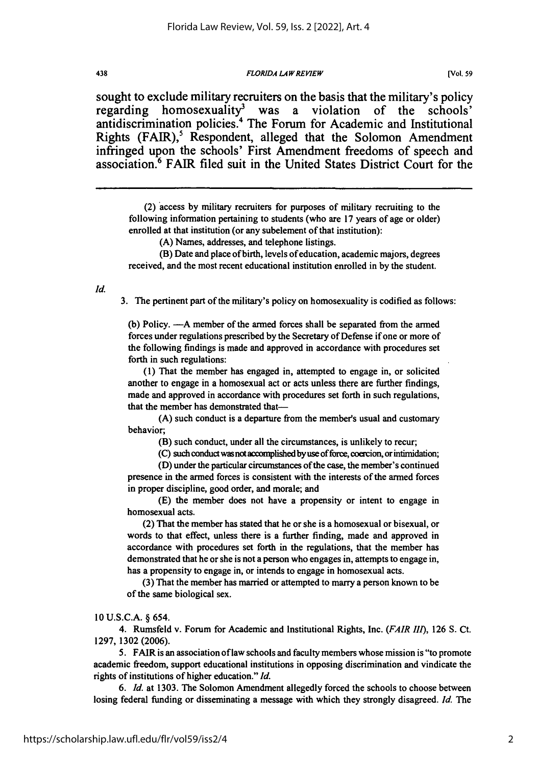sought to exclude military recruiters on the basis that the military's policy regarding homosexuality[3] was a violation of the schools' antidiscrimination policies.[4] The Forum for Academic and Institutional Rights (FAIR),[5] Respondent, alleged that the Solomon Amendment infringed upon the schools' First Amendment freedoms of speech and association.[6] FAIR filed suit in the United States District Court for the

---

> (2) access by military recruiters for purposes of military recruiting to the following information pertaining to students (who are 17 years of age or older) enrolled at that institution (or any subelement of that institution):
>
> (A) Names, addresses, and telephone listings.
>
> (B) Date and place of birth, levels of education, academic majors, degrees received, and the most recent educational institution enrolled in by the student.

*Id.*

3. The pertinent part of the military's policy on homosexuality is codified as follows:

> (b) Policy. —A member of the armed forces shall be separated from the armed forces under regulations prescribed by the Secretary of Defense if one or more of the following findings is made and approved in accordance with procedures set forth in such regulations:
>
> (1) That the member has engaged in, attempted to engage in, or solicited another to engage in a homosexual act or acts unless there are further findings, made and approved in accordance with procedures set forth in such regulations, that the member has demonstrated that—
>
> (A) such conduct is a departure from the member's usual and customary behavior;
>
> (B) such conduct, under all the circumstances, is unlikely to recur;
>
> (C) such conduct was not accomplished by use of force, coercion, or intimidation;
>
> (D) under the particular circumstances of the case, the member's continued presence in the armed forces is consistent with the interests of the armed forces in proper discipline, good order, and morale; and
>
> (E) the member does not have a propensity or intent to engage in homosexual acts.
>
> (2) That the member has stated that he or she is a homosexual or bisexual, or words to that effect, unless there is a further finding, made and approved in accordance with procedures set forth in the regulations, that the member has demonstrated that he or she is not a person who engages in, attempts to engage in, has a propensity to engage in, or intends to engage in homosexual acts.
>
> (3) That the member has married or attempted to marry a person known to be of the same biological sex.

10 U.S.C.A. § 654.

4. Rumsfeld v. Forum for Academic and Institutional Rights, Inc. (*FAIR III*), 126 S. Ct. 1297, 1302 (2006).

5. FAIR is an association of law schools and faculty members whose mission is "to promote academic freedom, support educational institutions in opposing discrimination and vindicate the rights of institutions of higher education." *Id.*

6. *Id.* at 1303. The Solomon Amendment allegedly forced the schools to choose between losing federal funding or disseminating a message with which they strongly disagreed. *Id.* The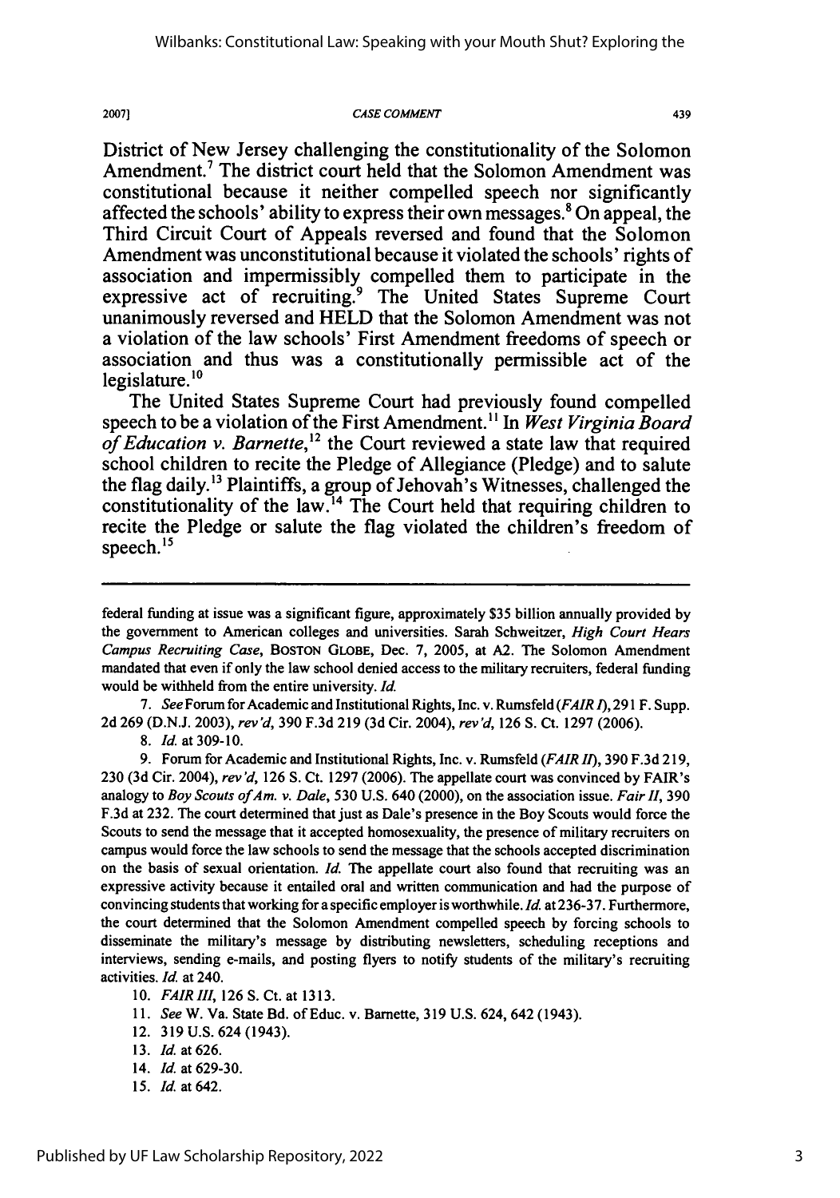District of New Jersey challenging the constitutionality of the Solomon Amendment.[7] The district court held that the Solomon Amendment was constitutional because it neither compelled speech nor significantly affected the schools' ability to express their own messages.[8] On appeal, the Third Circuit Court of Appeals reversed and found that the Solomon Amendment was unconstitutional because it violated the schools' rights of association and impermissibly compelled them to participate in the expressive act of recruiting.[9] The United States Supreme Court unanimously reversed and HELD that the Solomon Amendment was not a violation of the law schools' First Amendment freedoms of speech or association and thus was a constitutionally permissible act of the legislature.[10]

The United States Supreme Court had previously found compelled speech to be a violation of the First Amendment.[11] In *West Virginia Board of Education v. Barnette*,[12] the Court reviewed a state law that required school children to recite the Pledge of Allegiance (Pledge) and to salute the flag daily.[13] Plaintiffs, a group of Jehovah's Witnesses, challenged the constitutionality of the law.[14] The Court held that requiring children to recite the Pledge or salute the flag violated the children's freedom of speech.[15]

---

federal funding at issue was a significant figure, approximately $35 billion annually provided by the government to American colleges and universities. Sarah Schweitzer, *High Court Hears Campus Recruiting Case*, BOSTON GLOBE, Dec. 7, 2005, at A2. The Solomon Amendment mandated that even if only the law school denied access to the military recruiters, federal funding would be withheld from the entire university. *Id.*

7. *See* Forum for Academic and Institutional Rights, Inc. v. Rumsfeld (*FAIR I*), 291 F. Supp. 2d 269 (D.N.J. 2003), *rev'd*, 390 F.3d 219 (3d Cir. 2004), *rev'd*, 126 S. Ct. 1297 (2006).

8. *Id.* at 309-10.

9. Forum for Academic and Institutional Rights, Inc. v. Rumsfeld (*FAIR II*), 390 F.3d 219, 230 (3d Cir. 2004), *rev'd*, 126 S. Ct. 1297 (2006). The appellate court was convinced by FAIR's analogy to *Boy Scouts of Am. v. Dale*, 530 U.S. 640 (2000), on the association issue. *Fair II*, 390 F.3d at 232. The court determined that just as Dale's presence in the Boy Scouts would force the Scouts to send the message that it accepted homosexuality, the presence of military recruiters on campus would force the law schools to send the message that the schools accepted discrimination on the basis of sexual orientation. *Id.* The appellate court also found that recruiting was an expressive activity because it entailed oral and written communication and had the purpose of convincing students that working for a specific employer is worthwhile. *Id.* at 236-37. Furthermore, the court determined that the Solomon Amendment compelled speech by forcing schools to disseminate the military's message by distributing newsletters, scheduling receptions and interviews, sending e-mails, and posting flyers to notify students of the military's recruiting activities. *Id.* at 240.

10. *FAIR III*, 126 S. Ct. at 1313.

11. *See* W. Va. State Bd. of Educ. v. Barnette, 319 U.S. 624, 642 (1943).

12. 319 U.S. 624 (1943).

13. *Id.* at 626.

14. *Id.* at 629-30.

15. *Id.* at 642.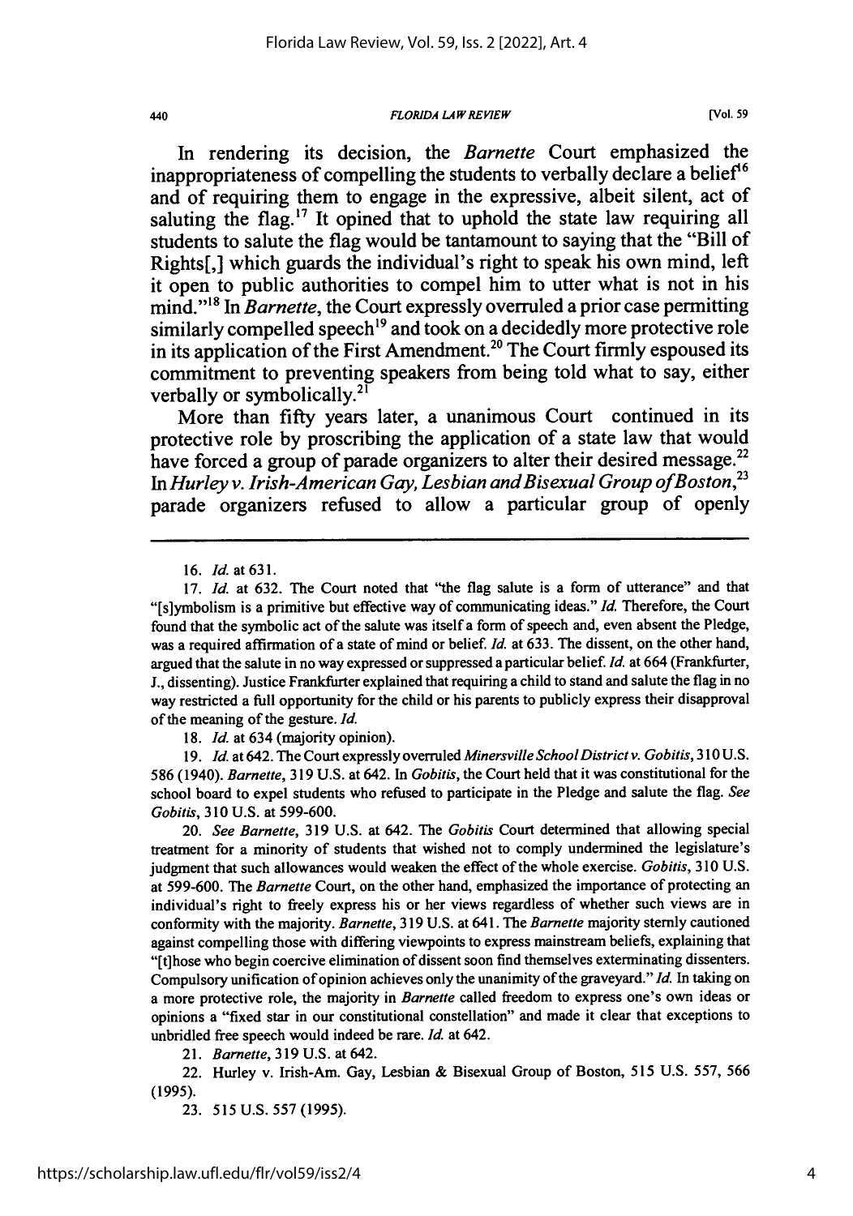In rendering its decision, the *Barnette* Court emphasized the inappropriateness of compelling the students to verbally declare a belief[16] and of requiring them to engage in the expressive, albeit silent, act of saluting the flag.[17] It opined that to uphold the state law requiring all students to salute the flag would be tantamount to saying that the "Bill of Rights[,] which guards the individual's right to speak his own mind, left it open to public authorities to compel him to utter what is not in his mind."[18] In *Barnette*, the Court expressly overruled a prior case permitting similarly compelled speech[19] and took on a decidedly more protective role in its application of the First Amendment.[20] The Court firmly espoused its commitment to preventing speakers from being told what to say, either verbally or symbolically.[21]

More than fifty years later, a unanimous Court continued in its protective role by proscribing the application of a state law that would have forced a group of parade organizers to alter their desired message.[22] In *Hurley v. Irish-American Gay, Lesbian and Bisexual Group of Boston*,[23] parade organizers refused to allow a particular group of openly

---

16. *Id.* at 631.

17. *Id.* at 632. The Court noted that "the flag salute is a form of utterance" and that "[s]ymbolism is a primitive but effective way of communicating ideas." *Id.* Therefore, the Court found that the symbolic act of the salute was itself a form of speech and, even absent the Pledge, was a required affirmation of a state of mind or belief. *Id.* at 633. The dissent, on the other hand, argued that the salute in no way expressed or suppressed a particular belief. *Id.* at 664 (Frankfurter, J., dissenting). Justice Frankfurter explained that requiring a child to stand and salute the flag in no way restricted a full opportunity for the child or his parents to publicly express their disapproval of the meaning of the gesture. *Id.*

18. *Id.* at 634 (majority opinion).

19. *Id.* at 642. The Court expressly overruled *Minersville School District v. Gobitis*, 310 U.S. 586 (1940). *Barnette*, 319 U.S. at 642. In *Gobitis*, the Court held that it was constitutional for the school board to expel students who refused to participate in the Pledge and salute the flag. *See Gobitis*, 310 U.S. at 599-600.

20. *See Barnette*, 319 U.S. at 642. The *Gobitis* Court determined that allowing special treatment for a minority of students that wished not to comply undermined the legislature's judgment that such allowances would weaken the effect of the whole exercise. *Gobitis*, 310 U.S. at 599-600. The *Barnette* Court, on the other hand, emphasized the importance of protecting an individual's right to freely express his or her views regardless of whether such views are in conformity with the majority. *Barnette*, 319 U.S. at 641. The *Barnette* majority sternly cautioned against compelling those with differing viewpoints to express mainstream beliefs, explaining that "[t]hose who begin coercive elimination of dissent soon find themselves exterminating dissenters. Compulsory unification of opinion achieves only the unanimity of the graveyard." *Id.* In taking on a more protective role, the majority in *Barnette* called freedom to express one's own ideas or opinions a "fixed star in our constitutional constellation" and made it clear that exceptions to unbridled free speech would indeed be rare. *Id.* at 642.

21. *Barnette*, 319 U.S. at 642.

22. Hurley v. Irish-Am. Gay, Lesbian & Bisexual Group of Boston, 515 U.S. 557, 566 (1995).

23. 515 U.S. 557 (1995).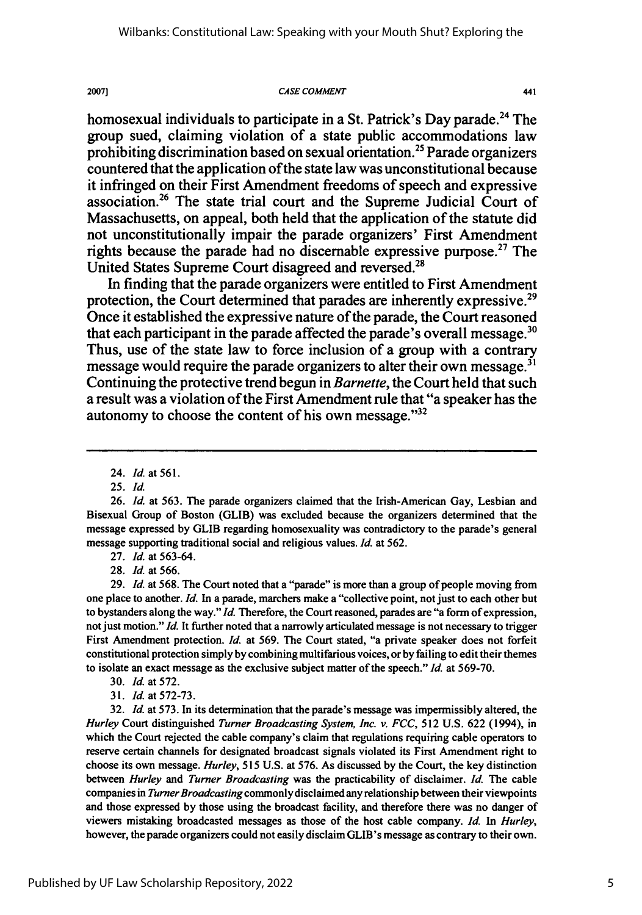homosexual individuals to participate in a St. Patrick's Day parade.[24] The group sued, claiming violation of a state public accommodations law prohibiting discrimination based on sexual orientation.[25] Parade organizers countered that the application of the state law was unconstitutional because it infringed on their First Amendment freedoms of speech and expressive association.[26] The state trial court and the Supreme Judicial Court of Massachusetts, on appeal, both held that the application of the statute did not unconstitutionally impair the parade organizers' First Amendment rights because the parade had no discernable expressive purpose.[27] The United States Supreme Court disagreed and reversed.[28]

In finding that the parade organizers were entitled to First Amendment protection, the Court determined that parades are inherently expressive.[29] Once it established the expressive nature of the parade, the Court reasoned that each participant in the parade affected the parade's overall message.[30] Thus, use of the state law to force inclusion of a group with a contrary message would require the parade organizers to alter their own message.[31] Continuing the protective trend begun in *Barnette*, the Court held that such a result was a violation of the First Amendment rule that "a speaker has the autonomy to choose the content of his own message."[32]

---

24. *Id.* at 561.

25. *Id.*

26. *Id.* at 563. The parade organizers claimed that the Irish-American Gay, Lesbian and Bisexual Group of Boston (GLIB) was excluded because the organizers determined that the message expressed by GLIB regarding homosexuality was contradictory to the parade's general message supporting traditional social and religious values. *Id.* at 562.

27. *Id.* at 563-64.

28. *Id.* at 566.

29. *Id.* at 568. The Court noted that a "parade" is more than a group of people moving from one place to another. *Id.* In a parade, marchers make a "collective point, not just to each other but to bystanders along the way." *Id.* Therefore, the Court reasoned, parades are "a form of expression, not just motion." *Id.* It further noted that a narrowly articulated message is not necessary to trigger First Amendment protection. *Id.* at 569. The Court stated, "a private speaker does not forfeit constitutional protection simply by combining multifarious voices, or by failing to edit their themes to isolate an exact message as the exclusive subject matter of the speech." *Id.* at 569-70.

30. *Id.* at 572.

31. *Id.* at 572-73.

32. *Id.* at 573. In its determination that the parade's message was impermissibly altered, the *Hurley* Court distinguished *Turner Broadcasting System, Inc. v. FCC*, 512 U.S. 622 (1994), in which the Court rejected the cable company's claim that regulations requiring cable operators to reserve certain channels for designated broadcast signals violated its First Amendment right to choose its own message. *Hurley*, 515 U.S. at 576. As discussed by the Court, the key distinction between *Hurley* and *Turner Broadcasting* was the practicability of disclaimer. *Id.* The cable companies in *Turner Broadcasting* commonly disclaimed any relationship between their viewpoints and those expressed by those using the broadcast facility, and therefore there was no danger of viewers mistaking broadcasted messages as those of the host cable company. *Id.* In *Hurley*, however, the parade organizers could not easily disclaim GLIB's message as contrary to their own.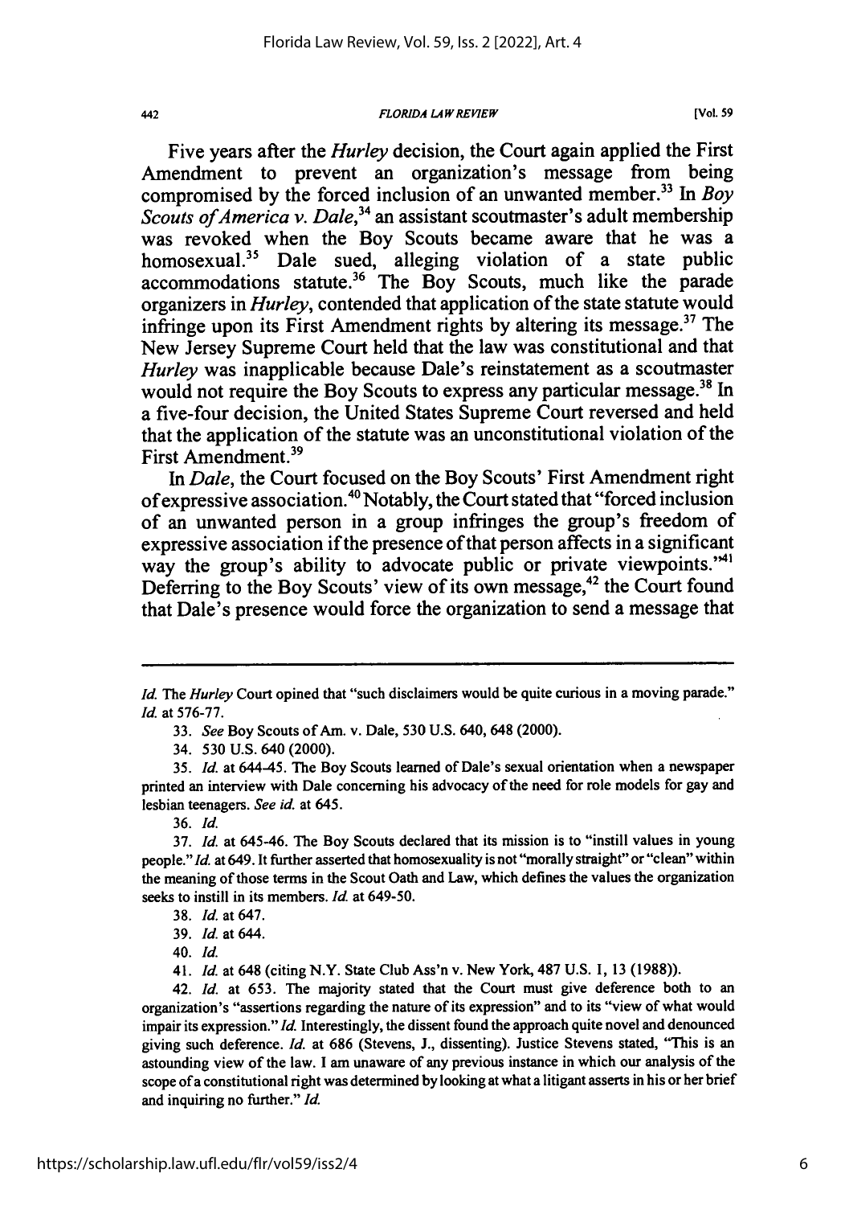Five years after the *Hurley* decision, the Court again applied the First Amendment to prevent an organization's message from being compromised by the forced inclusion of an unwanted member.[33] In *Boy Scouts of America v. Dale*,[34] an assistant scoutmaster's adult membership was revoked when the Boy Scouts became aware that he was a homosexual.[35] Dale sued, alleging violation of a state public accommodations statute.[36] The Boy Scouts, much like the parade organizers in *Hurley*, contended that application of the state statute would infringe upon its First Amendment rights by altering its message.[37] The New Jersey Supreme Court held that the law was constitutional and that *Hurley* was inapplicable because Dale's reinstatement as a scoutmaster would not require the Boy Scouts to express any particular message.[38] In a five-four decision, the United States Supreme Court reversed and held that the application of the statute was an unconstitutional violation of the First Amendment.[39]

In *Dale*, the Court focused on the Boy Scouts' First Amendment right of expressive association.[40] Notably, the Court stated that "forced inclusion of an unwanted person in a group infringes the group's freedom of expressive association if the presence of that person affects in a significant way the group's ability to advocate public or private viewpoints."[41] Deferring to the Boy Scouts' view of its own message,[42] the Court found that Dale's presence would force the organization to send a message that

---

*Id.* The *Hurley* Court opined that "such disclaimers would be quite curious in a moving parade." *Id.* at 576-77.

33. *See* Boy Scouts of Am. v. Dale, 530 U.S. 640, 648 (2000).

34. 530 U.S. 640 (2000).

35. *Id.* at 644-45. The Boy Scouts learned of Dale's sexual orientation when a newspaper printed an interview with Dale concerning his advocacy of the need for role models for gay and lesbian teenagers. *See id.* at 645.

36. *Id.*

37. *Id.* at 645-46. The Boy Scouts declared that its mission is to "instill values in young people." *Id.* at 649. It further asserted that homosexuality is not "morally straight" or "clean" within the meaning of those terms in the Scout Oath and Law, which defines the values the organization seeks to instill in its members. *Id.* at 649-50.

38. *Id.* at 647.

39. *Id.* at 644.

40. *Id.*

41. *Id.* at 648 (citing N.Y. State Club Ass'n v. New York, 487 U.S. 1, 13 (1988)).

42. *Id.* at 653. The majority stated that the Court must give deference both to an organization's "assertions regarding the nature of its expression" and to its "view of what would impair its expression." *Id.* Interestingly, the dissent found the approach quite novel and denounced giving such deference. *Id.* at 686 (Stevens, J., dissenting). Justice Stevens stated, "This is an astounding view of the law. I am unaware of any previous instance in which our analysis of the scope of a constitutional right was determined by looking at what a litigant asserts in his or her brief and inquiring no further." *Id.*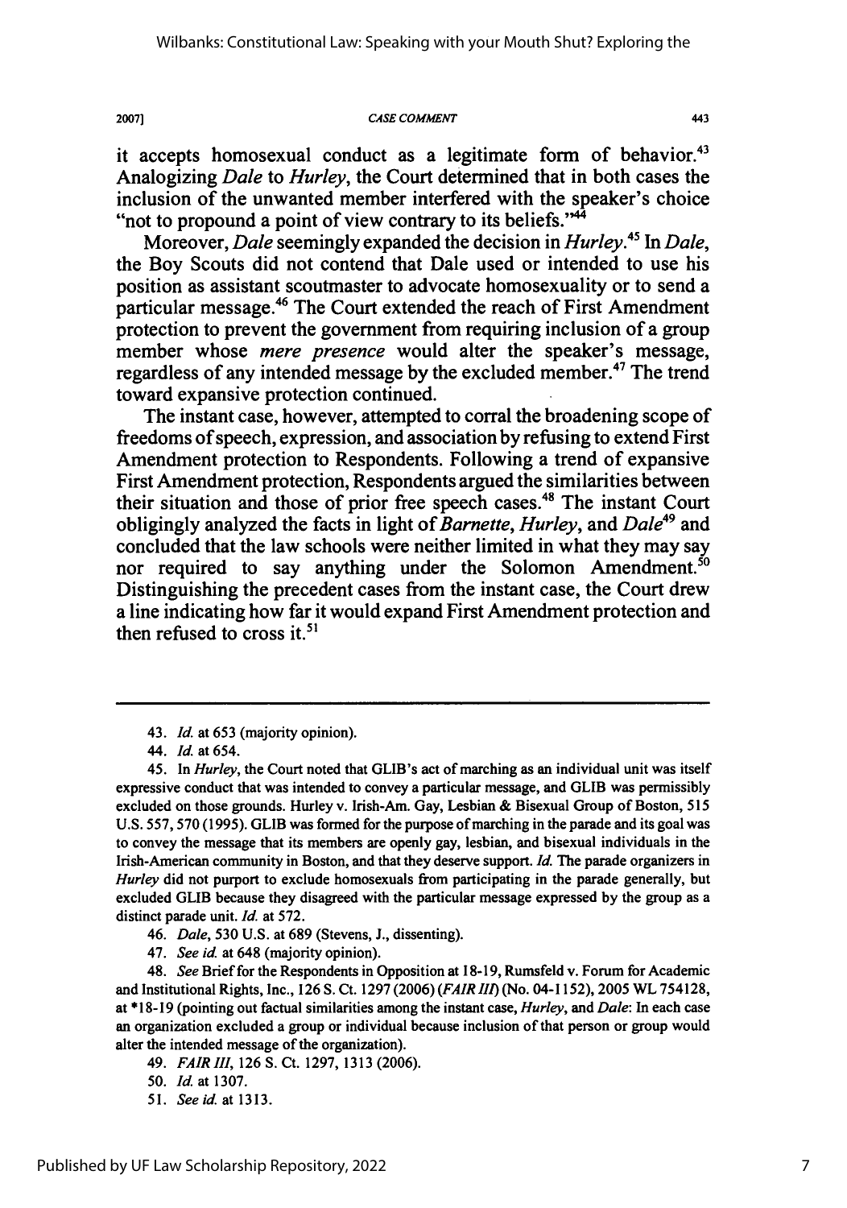it accepts homosexual conduct as a legitimate form of behavior.[43] Analogizing *Dale* to *Hurley*, the Court determined that in both cases the inclusion of the unwanted member interfered with the speaker's choice "not to propound a point of view contrary to its beliefs."[44]

Moreover, *Dale* seemingly expanded the decision in *Hurley*.[45] In *Dale*, the Boy Scouts did not contend that Dale used or intended to use his position as assistant scoutmaster to advocate homosexuality or to send a particular message.[46] The Court extended the reach of First Amendment protection to prevent the government from requiring inclusion of a group member whose *mere presence* would alter the speaker's message, regardless of any intended message by the excluded member.[47] The trend toward expansive protection continued.

The instant case, however, attempted to corral the broadening scope of freedoms of speech, expression, and association by refusing to extend First Amendment protection to Respondents. Following a trend of expansive First Amendment protection, Respondents argued the similarities between their situation and those of prior free speech cases.[48] The instant Court obligingly analyzed the facts in light of *Barnette*, *Hurley*, and *Dale*[49] and concluded that the law schools were neither limited in what they may say nor required to say anything under the Solomon Amendment.[50] Distinguishing the precedent cases from the instant case, the Court drew a line indicating how far it would expand First Amendment protection and then refused to cross it.[51]

---

43. *Id.* at 653 (majority opinion).

44. *Id.* at 654.

45. In *Hurley*, the Court noted that GLIB's act of marching as an individual unit was itself expressive conduct that was intended to convey a particular message, and GLIB was permissibly excluded on those grounds. Hurley v. Irish-Am. Gay, Lesbian & Bisexual Group of Boston, 515 U.S. 557, 570 (1995). GLIB was formed for the purpose of marching in the parade and its goal was to convey the message that its members are openly gay, lesbian, and bisexual individuals in the Irish-American community in Boston, and that they deserve support. *Id.* The parade organizers in *Hurley* did not purport to exclude homosexuals from participating in the parade generally, but excluded GLIB because they disagreed with the particular message expressed by the group as a distinct parade unit. *Id.* at 572.

46. *Dale*, 530 U.S. at 689 (Stevens, J., dissenting).

47. *See id.* at 648 (majority opinion).

48. *See* Brief for the Respondents in Opposition at 18-19, Rumsfeld v. Forum for Academic and Institutional Rights, Inc., 126 S. Ct. 1297 (2006) (*FAIR III*) (No. 04-1152), 2005 WL 754128, at *18-19 (pointing out factual similarities among the instant case, *Hurley*, and *Dale*: In each case an organization excluded a group or individual because inclusion of that person or group would alter the intended message of the organization).

49. *FAIR III*, 126 S. Ct. 1297, 1313 (2006).

50. *Id.* at 1307.

51. *See id.* at 1313.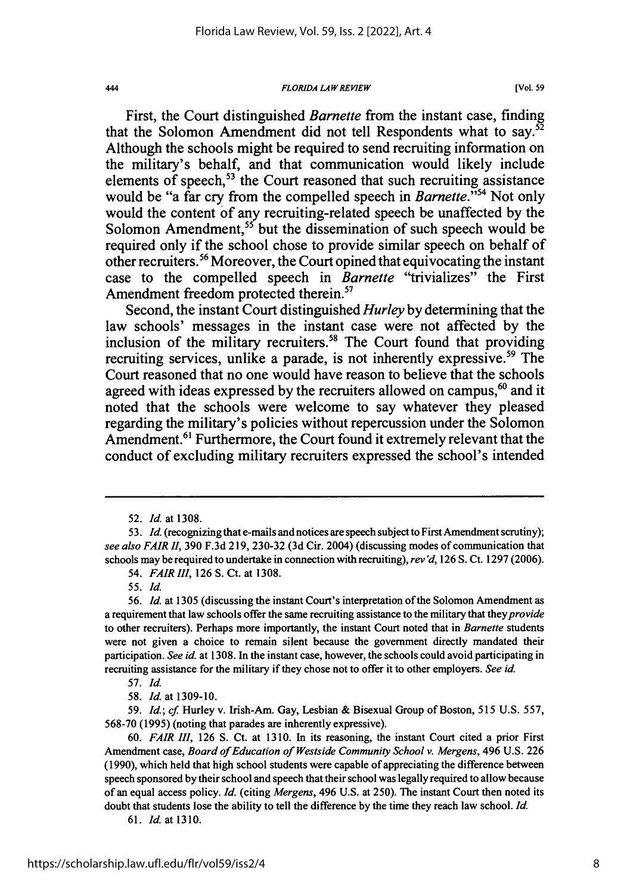First, the Court distinguished *Barnette* from the instant case, finding that the Solomon Amendment did not tell Respondents what to say.[52] Although the schools might be required to send recruiting information on the military's behalf, and that communication would likely include elements of speech,[53] the Court reasoned that such recruiting assistance would be "a far cry from the compelled speech in *Barnette*."[54] Not only would the content of any recruiting-related speech be unaffected by the Solomon Amendment,[55] but the dissemination of such speech would be required only if the school chose to provide similar speech on behalf of other recruiters.[56] Moreover, the Court opined that equivocating the instant case to the compelled speech in *Barnette* "trivializes" the First Amendment freedom protected therein.[57]

Second, the instant Court distinguished *Hurley* by determining that the law schools' messages in the instant case were not affected by the inclusion of the military recruiters.[58] The Court found that providing recruiting services, unlike a parade, is not inherently expressive.[59] The Court reasoned that no one would have reason to believe that the schools agreed with ideas expressed by the recruiters allowed on campus,[60] and it noted that the schools were welcome to say whatever they pleased regarding the military's policies without repercussion under the Solomon Amendment.[61] Furthermore, the Court found it extremely relevant that the conduct of excluding military recruiters expressed the school's intended

---

52. *Id.* at 1308.

53. *Id.* (recognizing that e-mails and notices are speech subject to First Amendment scrutiny); *see also FAIR II*, 390 F.3d 219, 230-32 (3d Cir. 2004) (discussing modes of communication that schools may be required to undertake in connection with recruiting), *rev'd*, 126 S. Ct. 1297 (2006).

54. *FAIR III*, 126 S. Ct. at 1308.

55. *Id.*

56. *Id.* at 1305 (discussing the instant Court's interpretation of the Solomon Amendment as a requirement that law schools offer the same recruiting assistance to the military that they *provide* to other recruiters). Perhaps more importantly, the instant Court noted that in *Barnette* students were not given a choice to remain silent because the government directly mandated their participation. *See id.* at 1308. In the instant case, however, the schools could avoid participating in recruiting assistance for the military if they chose not to offer it to other employers. *See id.*

57. *Id.*

58. *Id.* at 1309-10.

59. *Id.*; *cf.* Hurley v. Irish-Am. Gay, Lesbian & Bisexual Group of Boston, 515 U.S. 557, 568-70 (1995) (noting that parades are inherently expressive).

60. *FAIR III*, 126 S. Ct. at 1310. In its reasoning, the instant Court cited a prior First Amendment case, *Board of Education of Westside Community School v. Mergens*, 496 U.S. 226 (1990), which held that high school students were capable of appreciating the difference between speech sponsored by their school and speech that their school was legally required to allow because of an equal access policy. *Id.* (citing *Mergens*, 496 U.S. at 250). The instant Court then noted its doubt that students lose the ability to tell the difference by the time they reach law school. *Id.*

61. *Id.* at 1310.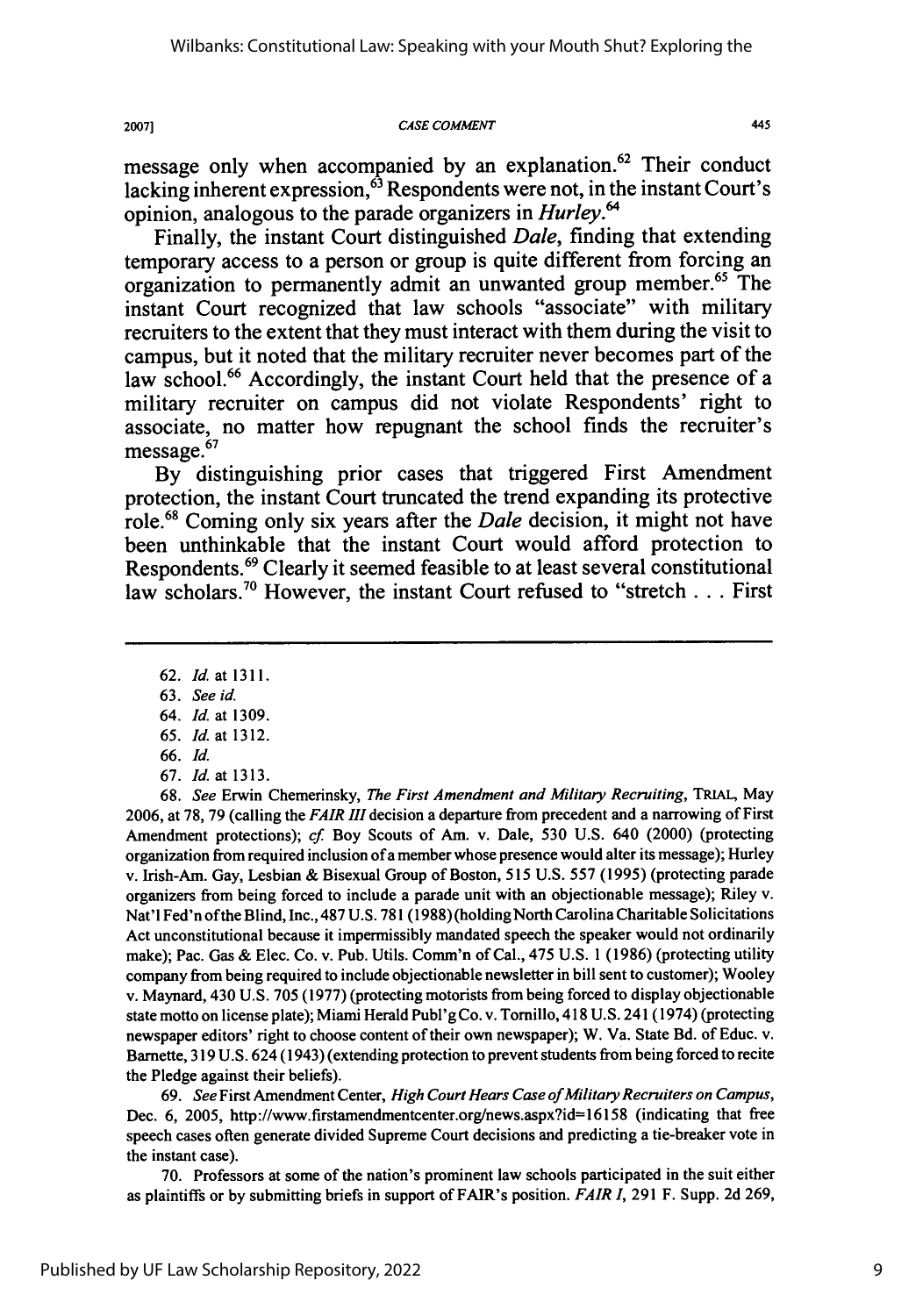message only when accompanied by an explanation.[62] Their conduct lacking inherent expression,[63] Respondents were not, in the instant Court's opinion, analogous to the parade organizers in *Hurley*.[64]

Finally, the instant Court distinguished *Dale*, finding that extending temporary access to a person or group is quite different from forcing an organization to permanently admit an unwanted group member.[65] The instant Court recognized that law schools "associate" with military recruiters to the extent that they must interact with them during the visit to campus, but it noted that the military recruiter never becomes part of the law school.[66] Accordingly, the instant Court held that the presence of a military recruiter on campus did not violate Respondents' right to associate, no matter how repugnant the school finds the recruiter's message.[67]

By distinguishing prior cases that triggered First Amendment protection, the instant Court truncated the trend expanding its protective role.[68] Coming only six years after the *Dale* decision, it might not have been unthinkable that the instant Court would afford protection to Respondents.[69] Clearly it seemed feasible to at least several constitutional law scholars.[70] However, the instant Court refused to "stretch . . . First

---

62. *Id.* at 1311.

63. *See id.*

64. *Id.* at 1309.

65. *Id.* at 1312.

66. *Id.*

67. *Id.* at 1313.

68. *See* Erwin Chemerinsky, *The First Amendment and Military Recruiting*, TRIAL, May 2006, at 78, 79 (calling the *FAIR III* decision a departure from precedent and a narrowing of First Amendment protections); *cf.* Boy Scouts of Am. v. Dale, 530 U.S. 640 (2000) (protecting organization from required inclusion of a member whose presence would alter its message); Hurley v. Irish-Am. Gay, Lesbian & Bisexual Group of Boston, 515 U.S. 557 (1995) (protecting parade organizers from being forced to include a parade unit with an objectionable message); Riley v. Nat'l Fed'n of the Blind, Inc., 487 U.S. 781 (1988) (holding North Carolina Charitable Solicitations Act unconstitutional because it impermissibly mandated speech the speaker would not ordinarily make); Pac. Gas & Elec. Co. v. Pub. Utils. Comm'n of Cal., 475 U.S. 1 (1986) (protecting utility company from being required to include objectionable newsletter in bill sent to customer); Wooley v. Maynard, 430 U.S. 705 (1977) (protecting motorists from being forced to display objectionable state motto on license plate); Miami Herald Publ'g Co. v. Tornillo, 418 U.S. 241 (1974) (protecting newspaper editors' right to choose content of their own newspaper); W. Va. State Bd. of Educ. v. Barnette, 319 U.S. 624 (1943) (extending protection to prevent students from being forced to recite the Pledge against their beliefs).

69. *See* First Amendment Center, *High Court Hears Case of Military Recruiters on Campus*, Dec. 6, 2005, http://www.firstamendmentcenter.org/news.aspx?id=16158 (indicating that free speech cases often generate divided Supreme Court decisions and predicting a tie-breaker vote in the instant case).

70. Professors at some of the nation's prominent law schools participated in the suit either as plaintiffs or by submitting briefs in support of FAIR's position. *FAIR I*, 291 F. Supp. 2d 269,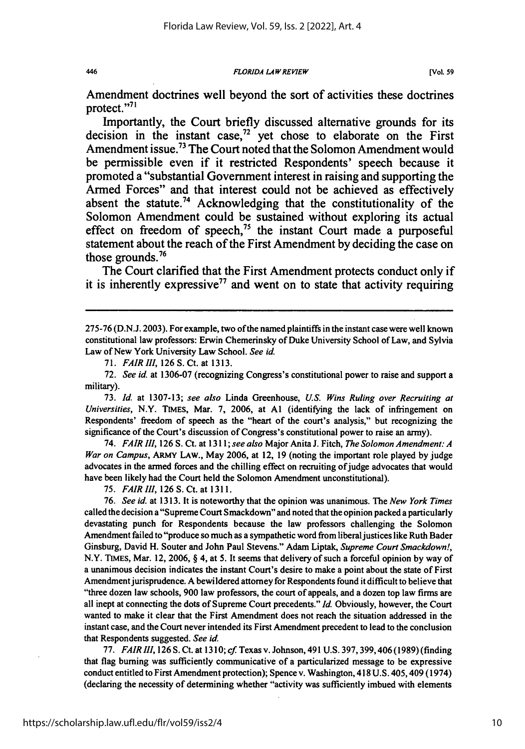Amendment doctrines well beyond the sort of activities these doctrines protect."[71]

Importantly, the Court briefly discussed alternative grounds for its decision in the instant case,[72] yet chose to elaborate on the First Amendment issue.[73] The Court noted that the Solomon Amendment would be permissible even if it restricted Respondents' speech because it promoted a "substantial Government interest in raising and supporting the Armed Forces" and that interest could not be achieved as effectively absent the statute.[74] Acknowledging that the constitutionality of the Solomon Amendment could be sustained without exploring its actual effect on freedom of speech,[75] the instant Court made a purposeful statement about the reach of the First Amendment by deciding the case on those grounds.[76]

The Court clarified that the First Amendment protects conduct only if it is inherently expressive[77] and went on to state that activity requiring

---

275-76 (D.N.J. 2003). For example, two of the named plaintiffs in the instant case were well known constitutional law professors: Erwin Chemerinsky of Duke University School of Law, and Sylvia Law of New York University Law School. *See id.*

71. *FAIR III*, 126 S. Ct. at 1313.

72. *See id.* at 1306-07 (recognizing Congress's constitutional power to raise and support a military).

73. *Id.* at 1307-13; *see also* Linda Greenhouse, *U.S. Wins Ruling over Recruiting at Universities*, N.Y. TIMES, Mar. 7, 2006, at A1 (identifying the lack of infringement on Respondents' freedom of speech as the "heart of the court's analysis," but recognizing the significance of the Court's discussion of Congress's constitutional power to raise an army).

74. *FAIR III*, 126 S. Ct. at 1311; *see also* Major Anita J. Fitch, *The Solomon Amendment: A War on Campus*, ARMY LAW., May 2006, at 12, 19 (noting the important role played by judge advocates in the armed forces and the chilling effect on recruiting of judge advocates that would have been likely had the Court held the Solomon Amendment unconstitutional).

75. *FAIR III*, 126 S. Ct. at 1311.

76. *See id.* at 1313. It is noteworthy that the opinion was unanimous. The *New York Times* called the decision a "Supreme Court Smackdown" and noted that the opinion packed a particularly devastating punch for Respondents because the law professors challenging the Solomon Amendment failed to "produce so much as a sympathetic word from liberal justices like Ruth Bader Ginsburg, David H. Souter and John Paul Stevens." Adam Liptak, *Supreme Court Smackdown!*, N.Y. TIMES, Mar. 12, 2006, § 4, at 5. It seems that delivery of such a forceful opinion by way of a unanimous decision indicates the instant Court's desire to make a point about the state of First Amendment jurisprudence. A bewildered attorney for Respondents found it difficult to believe that "three dozen law schools, 900 law professors, the court of appeals, and a dozen top law firms are all inept at connecting the dots of Supreme Court precedents." *Id.* Obviously, however, the Court wanted to make it clear that the First Amendment does not reach the situation addressed in the instant case, and the Court never intended its First Amendment precedent to lead to the conclusion that Respondents suggested. *See id.*

77. *FAIR III*, 126 S. Ct. at 1310; *cf.* Texas v. Johnson, 491 U.S. 397, 399, 406 (1989) (finding that flag burning was sufficiently communicative of a particularized message to be expressive conduct entitled to First Amendment protection); Spence v. Washington, 418 U.S. 405, 409 (1974) (declaring the necessity of determining whether "activity was sufficiently imbued with elements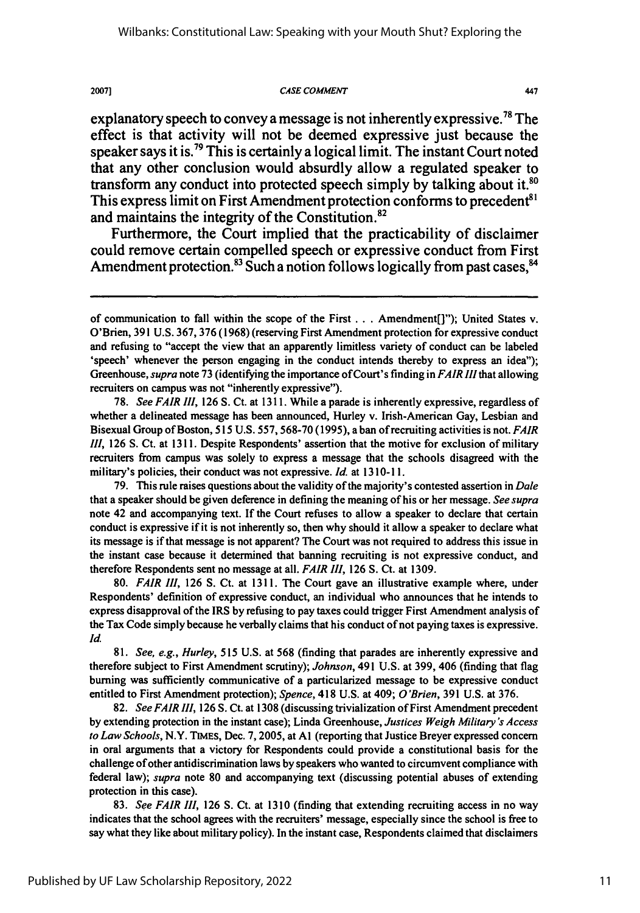explanatory speech to convey a message is not inherently expressive.[78] The effect is that activity will not be deemed expressive just because the speaker says it is.[79] This is certainly a logical limit. The instant Court noted that any other conclusion would absurdly allow a regulated speaker to transform any conduct into protected speech simply by talking about it.[80] This express limit on First Amendment protection conforms to precedent[81] and maintains the integrity of the Constitution.[82]

Furthermore, the Court implied that the practicability of disclaimer could remove certain compelled speech or expressive conduct from First Amendment protection.[83] Such a notion follows logically from past cases,[84]

---

of communication to fall within the scope of the First . . . Amendment[]"); United States v. O'Brien, 391 U.S. 367, 376 (1968) (reserving First Amendment protection for expressive conduct and refusing to "accept the view that an apparently limitless variety of conduct can be labeled 'speech' whenever the person engaging in the conduct intends thereby to express an idea"); Greenhouse, *supra* note 73 (identifying the importance of Court's finding in *FAIR III* that allowing recruiters on campus was not "inherently expressive").

78. *See FAIR III*, 126 S. Ct. at 1311. While a parade is inherently expressive, regardless of whether a delineated message has been announced, Hurley v. Irish-American Gay, Lesbian and Bisexual Group of Boston, 515 U.S. 557, 568-70 (1995), a ban of recruiting activities is not. *FAIR III*, 126 S. Ct. at 1311. Despite Respondents' assertion that the motive for exclusion of military recruiters from campus was solely to express a message that the schools disagreed with the military's policies, their conduct was not expressive. *Id.* at 1310-11.

79. This rule raises questions about the validity of the majority's contested assertion in *Dale* that a speaker should be given deference in defining the meaning of his or her message. *See supra* note 42 and accompanying text. If the Court refuses to allow a speaker to declare that certain conduct is expressive if it is not inherently so, then why should it allow a speaker to declare what its message is if that message is not apparent? The Court was not required to address this issue in the instant case because it determined that banning recruiting is not expressive conduct, and therefore Respondents sent no message at all. *FAIR III*, 126 S. Ct. at 1309.

80. *FAIR III*, 126 S. Ct. at 1311. The Court gave an illustrative example where, under Respondents' definition of expressive conduct, an individual who announces that he intends to express disapproval of the IRS by refusing to pay taxes could trigger First Amendment analysis of the Tax Code simply because he verbally claims that his conduct of not paying taxes is expressive. *Id.*

81. *See, e.g.*, *Hurley*, 515 U.S. at 568 (finding that parades are inherently expressive and therefore subject to First Amendment scrutiny); *Johnson*, 491 U.S. at 399, 406 (finding that flag burning was sufficiently communicative of a particularized message to be expressive conduct entitled to First Amendment protection); *Spence*, 418 U.S. at 409; *O'Brien*, 391 U.S. at 376.

82. *See FAIR III*, 126 S. Ct. at 1308 (discussing trivialization of First Amendment precedent by extending protection in the instant case); Linda Greenhouse, *Justices Weigh Military's Access to Law Schools*, N.Y. TIMES, Dec. 7, 2005, at A1 (reporting that Justice Breyer expressed concern in oral arguments that a victory for Respondents could provide a constitutional basis for the challenge of other antidiscrimination laws by speakers who wanted to circumvent compliance with federal law); *supra* note 80 and accompanying text (discussing potential abuses of extending protection in this case).

83. *See FAIR III*, 126 S. Ct. at 1310 (finding that extending recruiting access in no way indicates that the school agrees with the recruiters' message, especially since the school is free to say what they like about military policy). In the instant case, Respondents claimed that disclaimers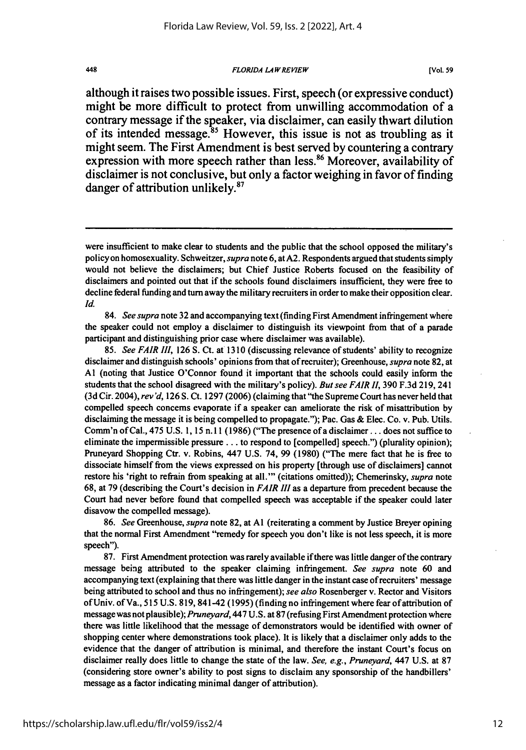although it raises two possible issues. First, speech (or expressive conduct) might be more difficult to protect from unwilling accommodation of a contrary message if the speaker, via disclaimer, can easily thwart dilution of its intended message.[85] However, this issue is not as troubling as it might seem. The First Amendment is best served by countering a contrary expression with more speech rather than less.[86] Moreover, availability of disclaimer is not conclusive, but only a factor weighing in favor of finding danger of attribution unlikely.[87]

---

were insufficient to make clear to students and the public that the school opposed the military's policy on homosexuality. Schweitzer, *supra* note 6, at A2. Respondents argued that students simply would not believe the disclaimers; but Chief Justice Roberts focused on the feasibility of disclaimers and pointed out that if the schools found disclaimers insufficient, they were free to decline federal funding and turn away the military recruiters in order to make their opposition clear. *Id.*

84. *See supra* note 32 and accompanying text (finding First Amendment infringement where the speaker could not employ a disclaimer to distinguish its viewpoint from that of a parade participant and distinguishing prior case where disclaimer was available).

85. *See FAIR III*, 126 S. Ct. at 1310 (discussing relevance of students' ability to recognize disclaimer and distinguish schools' opinions from that of recruiter); Greenhouse, *supra* note 82, at A1 (noting that Justice O'Connor found it important that the schools could easily inform the students that the school disagreed with the military's policy). *But see FAIR II*, 390 F.3d 219, 241 (3d Cir. 2004), *rev'd*, 126 S. Ct. 1297 (2006) (claiming that "the Supreme Court has never held that compelled speech concerns evaporate if a speaker can ameliorate the risk of misattribution by disclaiming the message it is being compelled to propagate."); Pac. Gas & Elec. Co. v. Pub. Utils. Comm'n of Cal., 475 U.S. 1, 15 n.11 (1986) ("The presence of a disclaimer . . . does not suffice to eliminate the impermissible pressure . . . to respond to [compelled] speech.") (plurality opinion); Pruneyard Shopping Ctr. v. Robins, 447 U.S. 74, 99 (1980) ("The mere fact that he is free to dissociate himself from the views expressed on his property [through use of disclaimers] cannot restore his 'right to refrain from speaking at all.'" (citations omitted)); Chemerinsky, *supra* note 68, at 79 (describing the Court's decision in *FAIR III* as a departure from precedent because the Court had never before found that compelled speech was acceptable if the speaker could later disavow the compelled message).

86. *See* Greenhouse, *supra* note 82, at A1 (reiterating a comment by Justice Breyer opining that the normal First Amendment "remedy for speech you don't like is not less speech, it is more speech").

87. First Amendment protection was rarely available if there was little danger of the contrary message being attributed to the speaker claiming infringement. *See supra* note 60 and accompanying text (explaining that there was little danger in the instant case of recruiters' message being attributed to school and thus no infringement); *see also* Rosenberger v. Rector and Visitors of Univ. of Va., 515 U.S. 819, 841-42 (1995) (finding no infringement where fear of attribution of message was not plausible); *Pruneyard*, 447 U.S. at 87 (refusing First Amendment protection where there was little likelihood that the message of demonstrators would be identified with owner of shopping center where demonstrations took place). It is likely that a disclaimer only adds to the evidence that the danger of attribution is minimal, and therefore the instant Court's focus on disclaimer really does little to change the state of the law. *See, e.g.*, *Pruneyard*, 447 U.S. at 87 (considering store owner's ability to post signs to disclaim any sponsorship of the handbillers' message as a factor indicating minimal danger of attribution).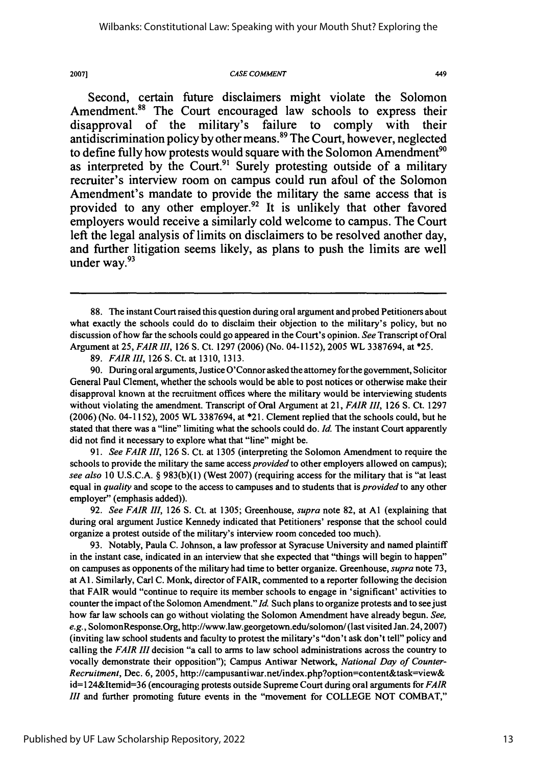Second, certain future disclaimers might violate the Solomon Amendment.[88] The Court encouraged law schools to express their disapproval of the military's failure to comply with their antidiscrimination policy by other means.[89] The Court, however, neglected to define fully how protests would square with the Solomon Amendment[90] as interpreted by the Court.[91] Surely protesting outside of a military recruiter's interview room on campus could run afoul of the Solomon Amendment's mandate to provide the military the same access that is provided to any other employer.[92] It is unlikely that other favored employers would receive a similarly cold welcome to campus. The Court left the legal analysis of limits on disclaimers to be resolved another day, and further litigation seems likely, as plans to push the limits are well under way.[93]

---

88. The instant Court raised this question during oral argument and probed Petitioners about what exactly the schools could do to disclaim their objection to the military's policy, but no discussion of how far the schools could go appeared in the Court's opinion. *See* Transcript of Oral Argument at 25, *FAIR III*, 126 S. Ct. 1297 (2006) (No. 04-1152), 2005 WL 3387694, at *25.

89. *FAIR III*, 126 S. Ct. at 1310, 1313.

90. During oral arguments, Justice O'Connor asked the attorney for the government, Solicitor General Paul Clement, whether the schools would be able to post notices or otherwise make their disapproval known at the recruitment offices where the military would be interviewing students without violating the amendment. Transcript of Oral Argument at 21, *FAIR III*, 126 S. Ct. 1297 (2006) (No. 04-1152), 2005 WL 3387694, at *21. Clement replied that the schools could, but he stated that there was a "line" limiting what the schools could do. *Id.* The instant Court apparently did not find it necessary to explore what that "line" might be.

91. *See FAIR III*, 126 S. Ct. at 1305 (interpreting the Solomon Amendment to require the schools to provide the military the same access *provided* to other employers allowed on campus); *see also* 10 U.S.C.A. § 983(b)(1) (West 2007) (requiring access for the military that is "at least equal in *quality* and scope to the access to campuses and to students that is *provided* to any other employer" (emphasis added)).

92. *See FAIR III*, 126 S. Ct. at 1305; Greenhouse, *supra* note 82, at A1 (explaining that during oral argument Justice Kennedy indicated that Petitioners' response that the school could organize a protest outside of the military's interview room conceded too much).

93. Notably, Paula C. Johnson, a law professor at Syracuse University and named plaintiff in the instant case, indicated in an interview that she expected that "things will begin to happen" on campuses as opponents of the military had time to better organize. Greenhouse, *supra* note 73, at A1. Similarly, Carl C. Monk, director of FAIR, commented to a reporter following the decision that FAIR would "continue to require its member schools to engage in 'significant' activities to counter the impact of the Solomon Amendment." *Id.* Such plans to organize protests and to see just how far law schools can go without violating the Solomon Amendment have already begun. *See, e.g.*, SolomonResponse.Org, http://www.law.georgetown.edu/solomon/ (last visited Jan. 24, 2007) (inviting law school students and faculty to protest the military's "don't ask don't tell" policy and calling the *FAIR III* decision "a call to arms to law school administrations across the country to vocally demonstrate their opposition"); Campus Antiwar Network, *National Day of Counter-Recruitment*, Dec. 6, 2005, http://campusantiwar.net/index.php?option=content&task=view&id=124&Itemid=36 (encouraging protests outside Supreme Court during oral arguments for *FAIR III* and further promoting future events in the "movement for COLLEGE NOT COMBAT,"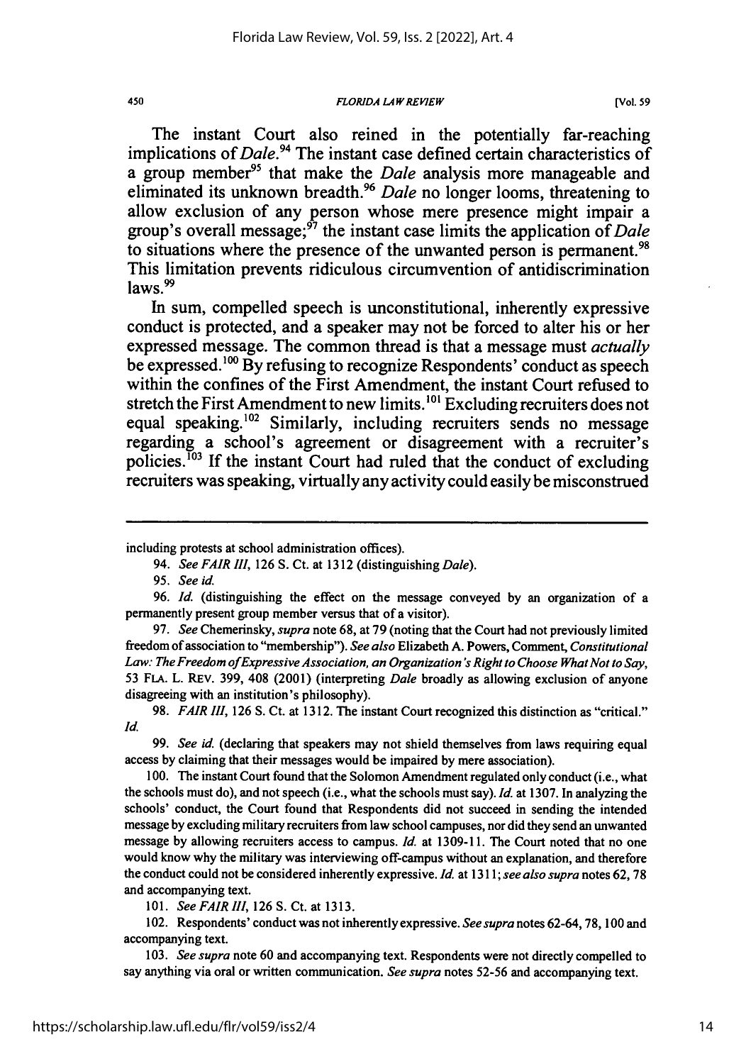The instant Court also reined in the potentially far-reaching implications of *Dale*.[94] The instant case defined certain characteristics of a group member[95] that make the *Dale* analysis more manageable and eliminated its unknown breadth.[96] *Dale* no longer looms, threatening to allow exclusion of any person whose mere presence might impair a group's overall message;[97] the instant case limits the application of *Dale* to situations where the presence of the unwanted person is permanent.[98] This limitation prevents ridiculous circumvention of antidiscrimination laws.[99]

In sum, compelled speech is unconstitutional, inherently expressive conduct is protected, and a speaker may not be forced to alter his or her expressed message. The common thread is that a message must *actually* be expressed.[100] By refusing to recognize Respondents' conduct as speech within the confines of the First Amendment, the instant Court refused to stretch the First Amendment to new limits.[101] Excluding recruiters does not equal speaking.[102] Similarly, including recruiters sends no message regarding a school's agreement or disagreement with a recruiter's policies.[103] If the instant Court had ruled that the conduct of excluding recruiters was speaking, virtually any activity could easily be misconstrued

---

including protests at school administration offices).

94. *See FAIR III*, 126 S. Ct. at 1312 (distinguishing *Dale*).

95. *See id.*

96. *Id.* (distinguishing the effect on the message conveyed by an organization of a permanently present group member versus that of a visitor).

97. *See* Chemerinsky, *supra* note 68, at 79 (noting that the Court had not previously limited freedom of association to "membership"). *See also* Elizabeth A. Powers, Comment, *Constitutional Law: The Freedom of Expressive Association, an Organization's Right to Choose What Not to Say*, 53 FLA. L. REV. 399, 408 (2001) (interpreting *Dale* broadly as allowing exclusion of anyone disagreeing with an institution's philosophy).

98. *FAIR III*, 126 S. Ct. at 1312. The instant Court recognized this distinction as "critical." *Id.*

99. *See id.* (declaring that speakers may not shield themselves from laws requiring equal access by claiming that their messages would be impaired by mere association).

100. The instant Court found that the Solomon Amendment regulated only conduct (i.e., what the schools must do), and not speech (i.e., what the schools must say). *Id.* at 1307. In analyzing the schools' conduct, the Court found that Respondents did not succeed in sending the intended message by excluding military recruiters from law school campuses, nor did they send an unwanted message by allowing recruiters access to campus. *Id.* at 1309-11. The Court noted that no one would know why the military was interviewing off-campus without an explanation, and therefore the conduct could not be considered inherently expressive. *Id.* at 1311; *see also supra* notes 62, 78 and accompanying text.

101. *See FAIR III*, 126 S. Ct. at 1313.

102. Respondents' conduct was not inherently expressive. *See supra* notes 62-64, 78, 100 and accompanying text.

103. *See supra* note 60 and accompanying text. Respondents were not directly compelled to say anything via oral or written communication. *See supra* notes 52-56 and accompanying text.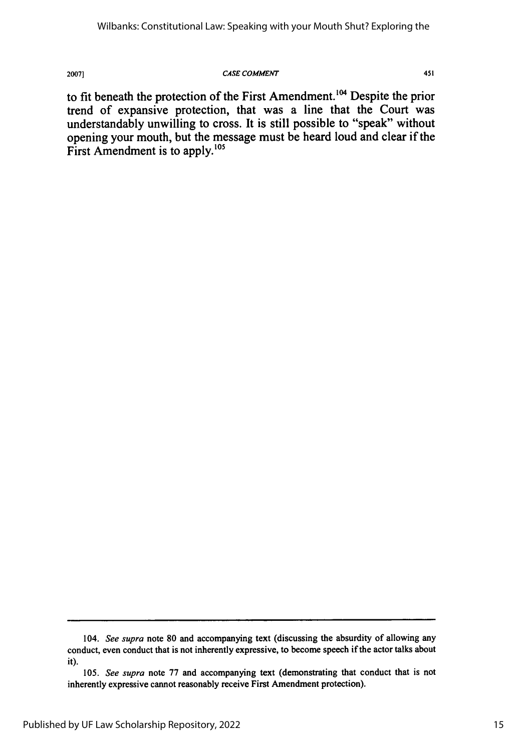to fit beneath the protection of the First Amendment.[104] Despite the prior trend of expansive protection, that was a line that the Court was understandably unwilling to cross. It is still possible to "speak" without opening your mouth, but the message must be heard loud and clear if the First Amendment is to apply.[105]

---

104. *See supra* note 80 and accompanying text (discussing the absurdity of allowing any conduct, even conduct that is not inherently expressive, to become speech if the actor talks about it).

105. *See supra* note 77 and accompanying text (demonstrating that conduct that is not inherently expressive cannot reasonably receive First Amendment protection).